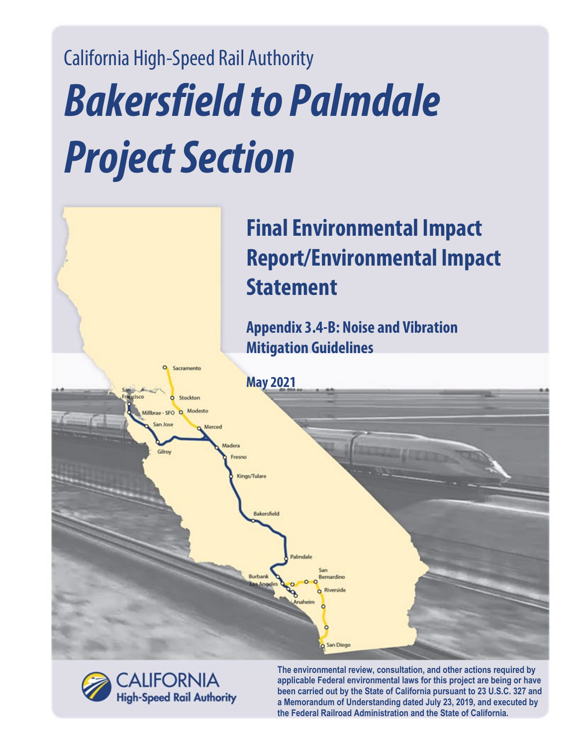California High-Speed Rail Authority

# Bakersfield to Palmdale Project Section

## Final Environmental Impact Report/Environmental Impact Statement

### Appendix 3.4-B: Noise and Vibration Mitigation Guidelines

**May 2021**

CALIFORNIA High-Speed Rail Authority

**The environmental review, consultation, and other actions required by applicable Federal environmental laws for this project are being or have been carried out by the State of California pursuant to 23 U.S.C. 327 and a Memorandum of Understanding dated July 23, 2019, and executed by the Federal Railroad Administration and the State of California.**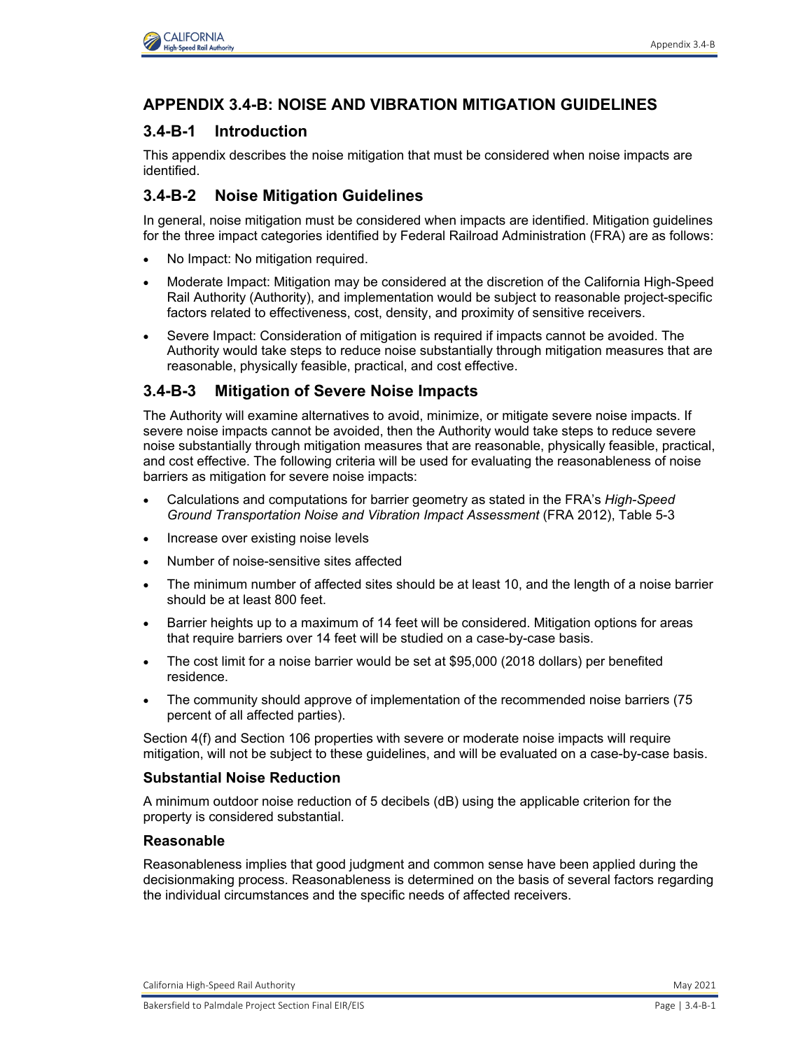## APPENDIX 3.4-B: NOISE AND VIBRATION MITIGATION GUIDELINES

### 3.4-B-1 Introduction

This appendix describes the noise mitigation that must be considered when noise impacts are identified.

### 3.4-B-2 Noise Mitigation Guidelines

In general, noise mitigation must be considered when impacts are identified. Mitigation guidelines for the three impact categories identified by Federal Railroad Administration (FRA) are as follows:

- No Impact: No mitigation required.
- Moderate Impact: Mitigation may be considered at the discretion of the California High-Speed Rail Authority (Authority), and implementation would be subject to reasonable project-specific factors related to effectiveness, cost, density, and proximity of sensitive receivers.
- Severe Impact: Consideration of mitigation is required if impacts cannot be avoided. The Authority would take steps to reduce noise substantially through mitigation measures that are reasonable, physically feasible, practical, and cost effective.

### 3.4-B-3 Mitigation of Severe Noise Impacts

The Authority will examine alternatives to avoid, minimize, or mitigate severe noise impacts. If severe noise impacts cannot be avoided, then the Authority would take steps to reduce severe noise substantially through mitigation measures that are reasonable, physically feasible, practical, and cost effective. The following criteria will be used for evaluating the reasonableness of noise barriers as mitigation for severe noise impacts:

- Calculations and computations for barrier geometry as stated in the FRA's *High-Speed Ground Transportation Noise and Vibration Impact Assessment* (FRA 2012), Table 5-3
- Increase over existing noise levels
- Number of noise-sensitive sites affected
- The minimum number of affected sites should be at least 10, and the length of a noise barrier should be at least 800 feet.
- Barrier heights up to a maximum of 14 feet will be considered. Mitigation options for areas that require barriers over 14 feet will be studied on a case-by-case basis.
- The cost limit for a noise barrier would be set at $95,000 (2018 dollars) per benefited residence.
- The community should approve of implementation of the recommended noise barriers (75 percent of all affected parties).

Section 4(f) and Section 106 properties with severe or moderate noise impacts will require mitigation, will not be subject to these guidelines, and will be evaluated on a case-by-case basis.

#### Substantial Noise Reduction

A minimum outdoor noise reduction of 5 decibels (dB) using the applicable criterion for the property is considered substantial.

#### Reasonable

Reasonableness implies that good judgment and common sense have been applied during the decisionmaking process. Reasonableness is determined on the basis of several factors regarding the individual circumstances and the specific needs of affected receivers.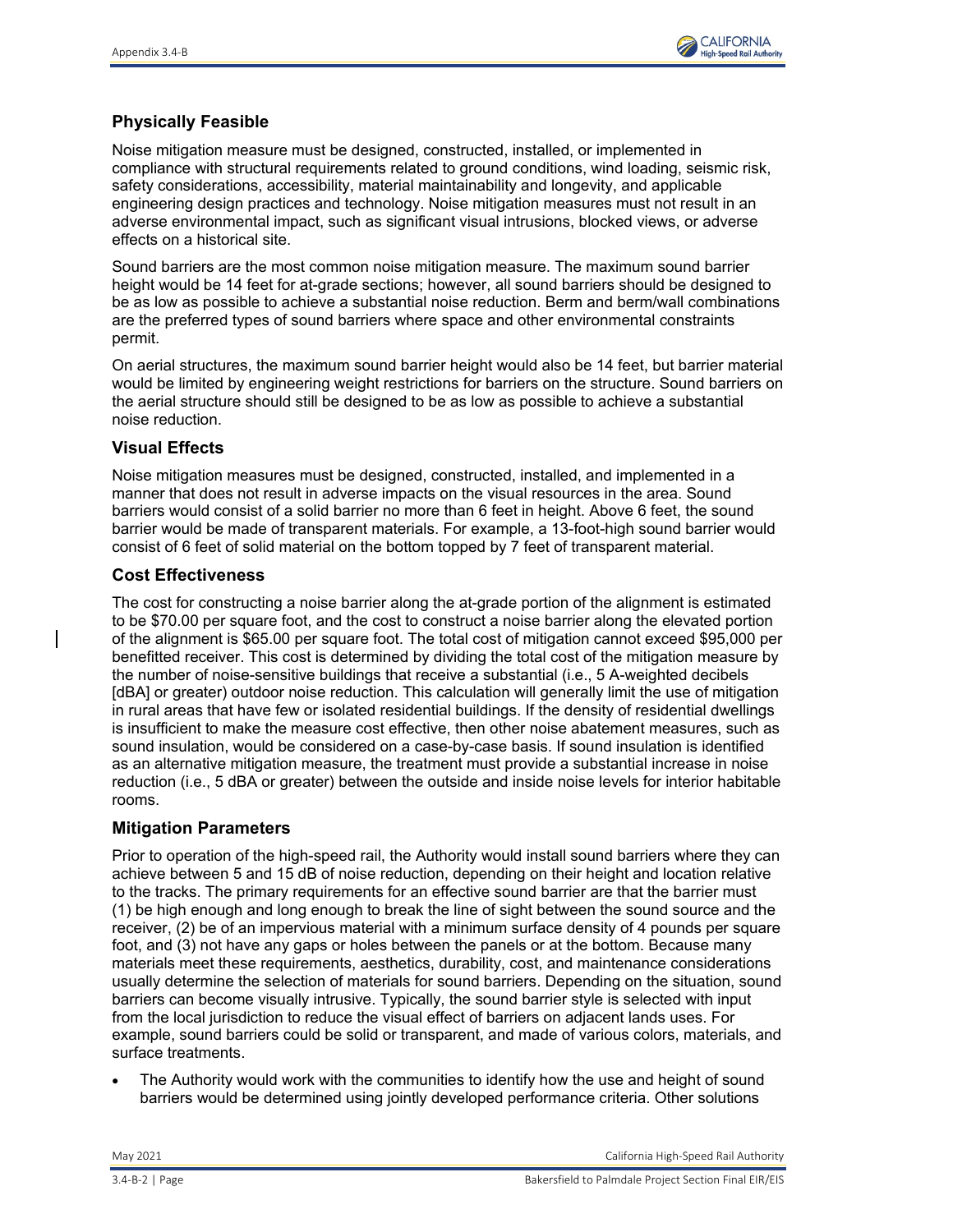## Physically Feasible

Noise mitigation measure must be designed, constructed, installed, or implemented in compliance with structural requirements related to ground conditions, wind loading, seismic risk, safety considerations, accessibility, material maintainability and longevity, and applicable engineering design practices and technology. Noise mitigation measures must not result in an adverse environmental impact, such as significant visual intrusions, blocked views, or adverse effects on a historical site.

Sound barriers are the most common noise mitigation measure. The maximum sound barrier height would be 14 feet for at-grade sections; however, all sound barriers should be designed to be as low as possible to achieve a substantial noise reduction. Berm and berm/wall combinations are the preferred types of sound barriers where space and other environmental constraints permit.

On aerial structures, the maximum sound barrier height would also be 14 feet, but barrier material would be limited by engineering weight restrictions for barriers on the structure. Sound barriers on the aerial structure should still be designed to be as low as possible to achieve a substantial noise reduction.

## Visual Effects

Noise mitigation measures must be designed, constructed, installed, and implemented in a manner that does not result in adverse impacts on the visual resources in the area. Sound barriers would consist of a solid barrier no more than 6 feet in height. Above 6 feet, the sound barrier would be made of transparent materials. For example, a 13-foot-high sound barrier would consist of 6 feet of solid material on the bottom topped by 7 feet of transparent material.

## Cost Effectiveness

The cost for constructing a noise barrier along the at-grade portion of the alignment is estimated to be $70.00 per square foot, and the cost to construct a noise barrier along the elevated portion of the alignment is $65.00 per square foot. The total cost of mitigation cannot exceed $95,000 per benefitted receiver. This cost is determined by dividing the total cost of the mitigation measure by the number of noise-sensitive buildings that receive a substantial (i.e., 5 A-weighted decibels [dBA] or greater) outdoor noise reduction. This calculation will generally limit the use of mitigation in rural areas that have few or isolated residential buildings. If the density of residential dwellings is insufficient to make the measure cost effective, then other noise abatement measures, such as sound insulation, would be considered on a case-by-case basis. If sound insulation is identified as an alternative mitigation measure, the treatment must provide a substantial increase in noise reduction (i.e., 5 dBA or greater) between the outside and inside noise levels for interior habitable rooms.

## Mitigation Parameters

Prior to operation of the high-speed rail, the Authority would install sound barriers where they can achieve between 5 and 15 dB of noise reduction, depending on their height and location relative to the tracks. The primary requirements for an effective sound barrier are that the barrier must (1) be high enough and long enough to break the line of sight between the sound source and the receiver, (2) be of an impervious material with a minimum surface density of 4 pounds per square foot, and (3) not have any gaps or holes between the panels or at the bottom. Because many materials meet these requirements, aesthetics, durability, cost, and maintenance considerations usually determine the selection of materials for sound barriers. Depending on the situation, sound barriers can become visually intrusive. Typically, the sound barrier style is selected with input from the local jurisdiction to reduce the visual effect of barriers on adjacent lands uses. For example, sound barriers could be solid or transparent, and made of various colors, materials, and surface treatments.

- The Authority would work with the communities to identify how the use and height of sound barriers would be determined using jointly developed performance criteria. Other solutions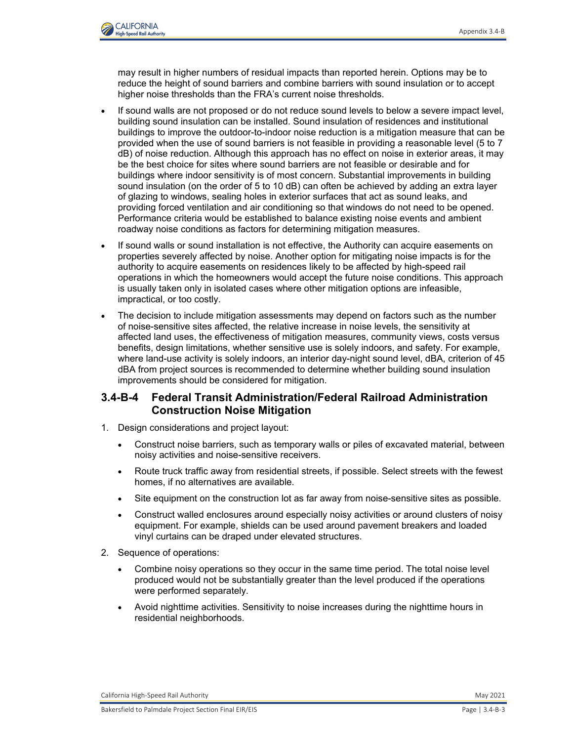may result in higher numbers of residual impacts than reported herein. Options may be to reduce the height of sound barriers and combine barriers with sound insulation or to accept higher noise thresholds than the FRA's current noise thresholds.

- If sound walls are not proposed or do not reduce sound levels to below a severe impact level, building sound insulation can be installed. Sound insulation of residences and institutional buildings to improve the outdoor-to-indoor noise reduction is a mitigation measure that can be provided when the use of sound barriers is not feasible in providing a reasonable level (5 to 7 dB) of noise reduction. Although this approach has no effect on noise in exterior areas, it may be the best choice for sites where sound barriers are not feasible or desirable and for buildings where indoor sensitivity is of most concern. Substantial improvements in building sound insulation (on the order of 5 to 10 dB) can often be achieved by adding an extra layer of glazing to windows, sealing holes in exterior surfaces that act as sound leaks, and providing forced ventilation and air conditioning so that windows do not need to be opened. Performance criteria would be established to balance existing noise events and ambient roadway noise conditions as factors for determining mitigation measures.
- If sound walls or sound installation is not effective, the Authority can acquire easements on properties severely affected by noise. Another option for mitigating noise impacts is for the authority to acquire easements on residences likely to be affected by high-speed rail operations in which the homeowners would accept the future noise conditions. This approach is usually taken only in isolated cases where other mitigation options are infeasible, impractical, or too costly.
- The decision to include mitigation assessments may depend on factors such as the number of noise-sensitive sites affected, the relative increase in noise levels, the sensitivity at affected land uses, the effectiveness of mitigation measures, community views, costs versus benefits, design limitations, whether sensitive use is solely indoors, and safety. For example, where land-use activity is solely indoors, an interior day-night sound level, dBA, criterion of 45 dBA from project sources is recommended to determine whether building sound insulation improvements should be considered for mitigation.

## 3.4-B-4 Federal Transit Administration/Federal Railroad Administration Construction Noise Mitigation

1. Design considerations and project layout:
   - Construct noise barriers, such as temporary walls or piles of excavated material, between noisy activities and noise-sensitive receivers.
   - Route truck traffic away from residential streets, if possible. Select streets with the fewest homes, if no alternatives are available.
   - Site equipment on the construction lot as far away from noise-sensitive sites as possible.
   - Construct walled enclosures around especially noisy activities or around clusters of noisy equipment. For example, shields can be used around pavement breakers and loaded vinyl curtains can be draped under elevated structures.
2. Sequence of operations:
   - Combine noisy operations so they occur in the same time period. The total noise level produced would not be substantially greater than the level produced if the operations were performed separately.
   - Avoid nighttime activities. Sensitivity to noise increases during the nighttime hours in residential neighborhoods.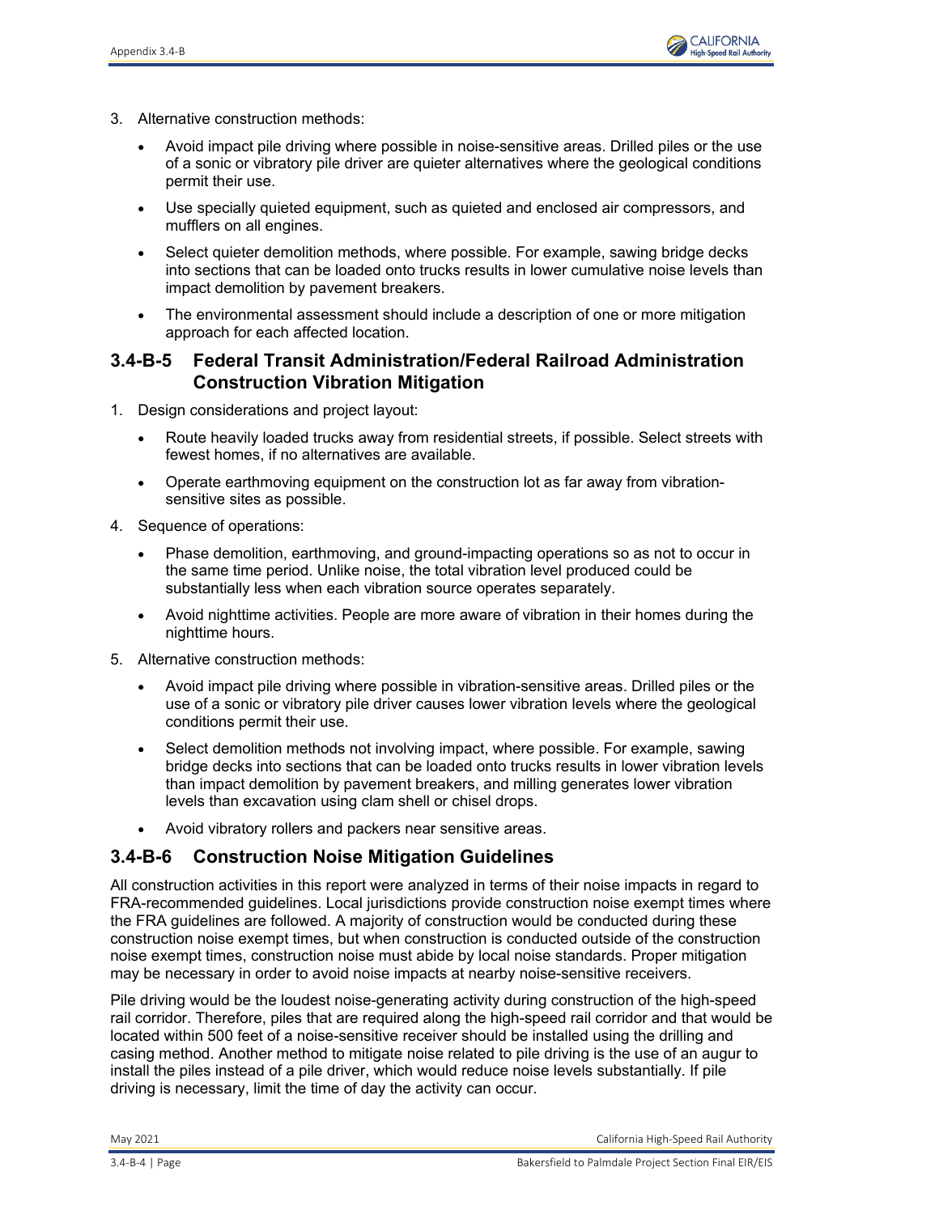3. Alternative construction methods:

   - Avoid impact pile driving where possible in noise-sensitive areas. Drilled piles or the use of a sonic or vibratory pile driver are quieter alternatives where the geological conditions permit their use.
   - Use specially quieted equipment, such as quieted and enclosed air compressors, and mufflers on all engines.
   - Select quieter demolition methods, where possible. For example, sawing bridge decks into sections that can be loaded onto trucks results in lower cumulative noise levels than impact demolition by pavement breakers.
   - The environmental assessment should include a description of one or more mitigation approach for each affected location.

## 3.4-B-5 Federal Transit Administration/Federal Railroad Administration Construction Vibration Mitigation

1. Design considerations and project layout:

   - Route heavily loaded trucks away from residential streets, if possible. Select streets with fewest homes, if no alternatives are available.
   - Operate earthmoving equipment on the construction lot as far away from vibration-sensitive sites as possible.

4. Sequence of operations:

   - Phase demolition, earthmoving, and ground-impacting operations so as not to occur in the same time period. Unlike noise, the total vibration level produced could be substantially less when each vibration source operates separately.
   - Avoid nighttime activities. People are more aware of vibration in their homes during the nighttime hours.

5. Alternative construction methods:

   - Avoid impact pile driving where possible in vibration-sensitive areas. Drilled piles or the use of a sonic or vibratory pile driver causes lower vibration levels where the geological conditions permit their use.
   - Select demolition methods not involving impact, where possible. For example, sawing bridge decks into sections that can be loaded onto trucks results in lower vibration levels than impact demolition by pavement breakers, and milling generates lower vibration levels than excavation using clam shell or chisel drops.
   - Avoid vibratory rollers and packers near sensitive areas.

## 3.4-B-6 Construction Noise Mitigation Guidelines

All construction activities in this report were analyzed in terms of their noise impacts in regard to FRA-recommended guidelines. Local jurisdictions provide construction noise exempt times where the FRA guidelines are followed. A majority of construction would be conducted during these construction noise exempt times, but when construction is conducted outside of the construction noise exempt times, construction noise must abide by local noise standards. Proper mitigation may be necessary in order to avoid noise impacts at nearby noise-sensitive receivers.

Pile driving would be the loudest noise-generating activity during construction of the high-speed rail corridor. Therefore, piles that are required along the high-speed rail corridor and that would be located within 500 feet of a noise-sensitive receiver should be installed using the drilling and casing method. Another method to mitigate noise related to pile driving is the use of an augur to install the piles instead of a pile driver, which would reduce noise levels substantially. If pile driving is necessary, limit the time of day the activity can occur.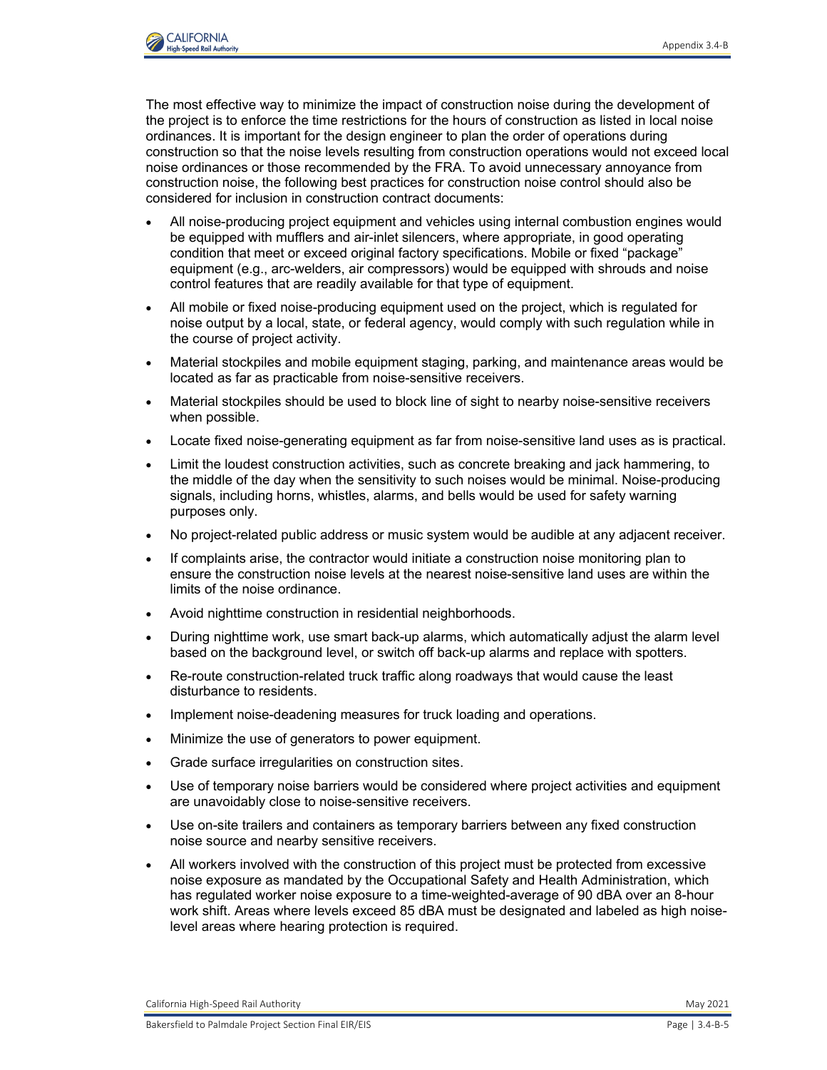The most effective way to minimize the impact of construction noise during the development of the project is to enforce the time restrictions for the hours of construction as listed in local noise ordinances. It is important for the design engineer to plan the order of operations during construction so that the noise levels resulting from construction operations would not exceed local noise ordinances or those recommended by the FRA. To avoid unnecessary annoyance from construction noise, the following best practices for construction noise control should also be considered for inclusion in construction contract documents:

- All noise-producing project equipment and vehicles using internal combustion engines would be equipped with mufflers and air-inlet silencers, where appropriate, in good operating condition that meet or exceed original factory specifications. Mobile or fixed "package" equipment (e.g., arc-welders, air compressors) would be equipped with shrouds and noise control features that are readily available for that type of equipment.
- All mobile or fixed noise-producing equipment used on the project, which is regulated for noise output by a local, state, or federal agency, would comply with such regulation while in the course of project activity.
- Material stockpiles and mobile equipment staging, parking, and maintenance areas would be located as far as practicable from noise-sensitive receivers.
- Material stockpiles should be used to block line of sight to nearby noise-sensitive receivers when possible.
- Locate fixed noise-generating equipment as far from noise-sensitive land uses as is practical.
- Limit the loudest construction activities, such as concrete breaking and jack hammering, to the middle of the day when the sensitivity to such noises would be minimal. Noise-producing signals, including horns, whistles, alarms, and bells would be used for safety warning purposes only.
- No project-related public address or music system would be audible at any adjacent receiver.
- If complaints arise, the contractor would initiate a construction noise monitoring plan to ensure the construction noise levels at the nearest noise-sensitive land uses are within the limits of the noise ordinance.
- Avoid nighttime construction in residential neighborhoods.
- During nighttime work, use smart back-up alarms, which automatically adjust the alarm level based on the background level, or switch off back-up alarms and replace with spotters.
- Re-route construction-related truck traffic along roadways that would cause the least disturbance to residents.
- Implement noise-deadening measures for truck loading and operations.
- Minimize the use of generators to power equipment.
- Grade surface irregularities on construction sites.
- Use of temporary noise barriers would be considered where project activities and equipment are unavoidably close to noise-sensitive receivers.
- Use on-site trailers and containers as temporary barriers between any fixed construction noise source and nearby sensitive receivers.
- All workers involved with the construction of this project must be protected from excessive noise exposure as mandated by the Occupational Safety and Health Administration, which has regulated worker noise exposure to a time-weighted-average of 90 dBA over an 8-hour work shift. Areas where levels exceed 85 dBA must be designated and labeled as high noise-level areas where hearing protection is required.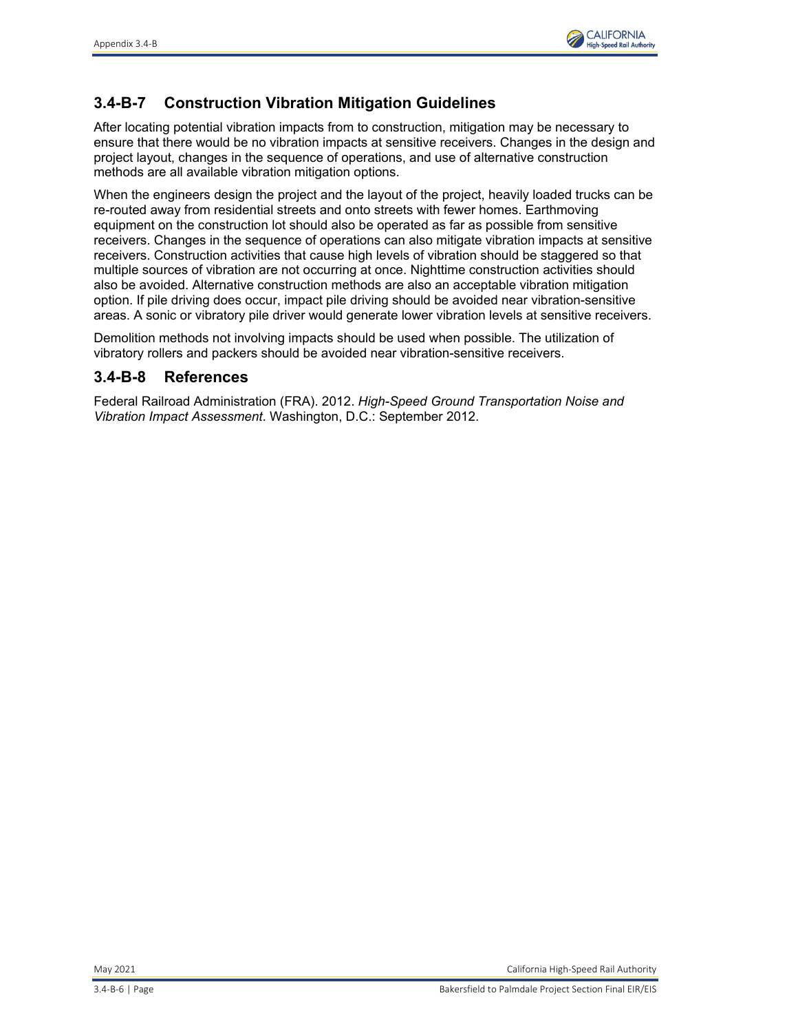## 3.4-B-7 Construction Vibration Mitigation Guidelines

After locating potential vibration impacts from to construction, mitigation may be necessary to ensure that there would be no vibration impacts at sensitive receivers. Changes in the design and project layout, changes in the sequence of operations, and use of alternative construction methods are all available vibration mitigation options.

When the engineers design the project and the layout of the project, heavily loaded trucks can be re-routed away from residential streets and onto streets with fewer homes. Earthmoving equipment on the construction lot should also be operated as far as possible from sensitive receivers. Changes in the sequence of operations can also mitigate vibration impacts at sensitive receivers. Construction activities that cause high levels of vibration should be staggered so that multiple sources of vibration are not occurring at once. Nighttime construction activities should also be avoided. Alternative construction methods are also an acceptable vibration mitigation option. If pile driving does occur, impact pile driving should be avoided near vibration-sensitive areas. A sonic or vibratory pile driver would generate lower vibration levels at sensitive receivers.

Demolition methods not involving impacts should be used when possible. The utilization of vibratory rollers and packers should be avoided near vibration-sensitive receivers.

## 3.4-B-8 References

Federal Railroad Administration (FRA). 2012. *High-Speed Ground Transportation Noise and Vibration Impact Assessment*. Washington, D.C.: September 2012.